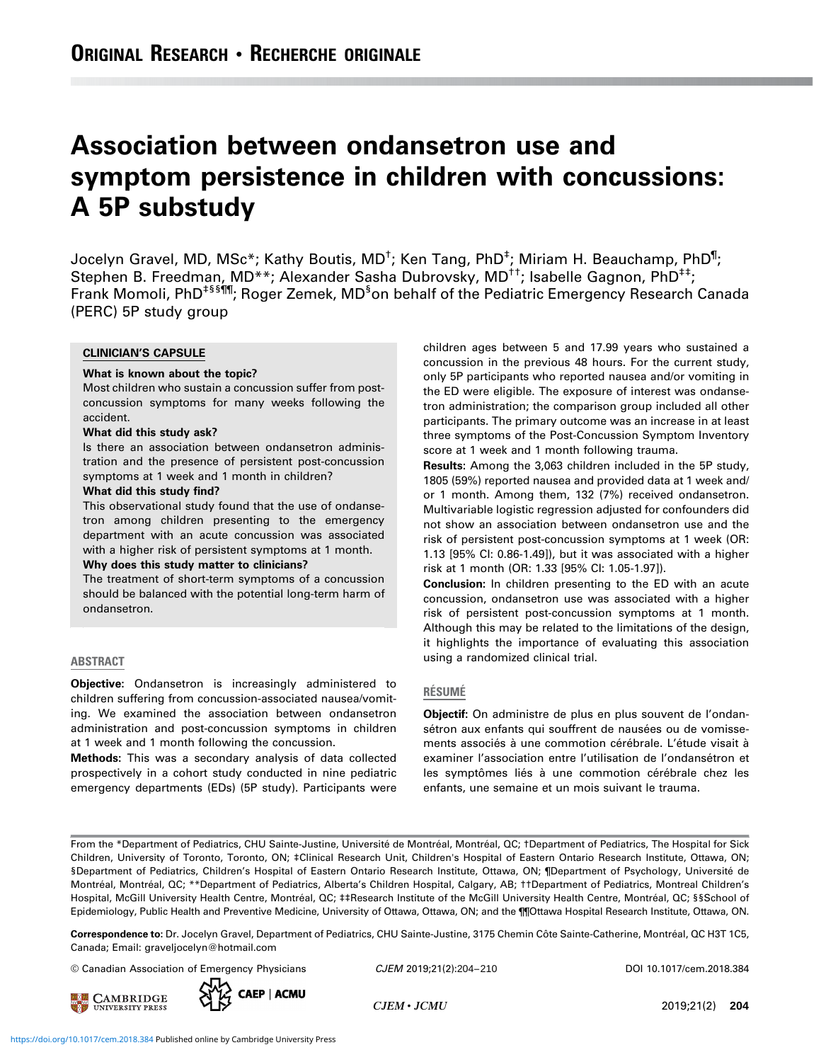ORIGINAL RESEARCH • RECHERCHE ORIGINALE

# Association between ondansetron use and symptom persistence in children with concussions: A 5P substudy

Jocelyn Gravel, MD, MSc*; Kathy Boutis, MD[†]; Ken Tang, PhD[‡]; Miriam H. Beauchamp, PhD[¶]; Stephen B. Freedman, MD**; Alexander Sasha Dubrovsky, MD[††]; Isabelle Gagnon, PhD[‡‡]; Frank Momoli, PhD[‡§§¶¶]; Roger Zemek, MD[§] on behalf of the Pediatric Emergency Research Canada (PERC) 5P study group

**CLINICIAN'S CAPSULE**

**What is known about the topic?**
Most children who sustain a concussion suffer from post-concussion symptoms for many weeks following the accident.

**What did this study ask?**
Is there an association between ondansetron administration and the presence of persistent post-concussion symptoms at 1 week and 1 month in children?

**What did this study find?**
This observational study found that the use of ondansetron among children presenting to the emergency department with an acute concussion was associated with a higher risk of persistent symptoms at 1 month.

**Why does this study matter to clinicians?**
The treatment of short-term symptoms of a concussion should be balanced with the potential long-term harm of ondansetron.

## ABSTRACT

**Objective:** Ondansetron is increasingly administered to children suffering from concussion-associated nausea/vomiting. We examined the association between ondansetron administration and post-concussion symptoms in children at 1 week and 1 month following the concussion.

**Methods:** This was a secondary analysis of data collected prospectively in a cohort study conducted in nine pediatric emergency departments (EDs) (5P study). Participants were children ages between 5 and 17.99 years who sustained a concussion in the previous 48 hours. For the current study, only 5P participants who reported nausea and/or vomiting in the ED were eligible. The exposure of interest was ondansetron administration; the comparison group included all other participants. The primary outcome was an increase in at least three symptoms of the Post-Concussion Symptom Inventory score at 1 week and 1 month following trauma.

**Results:** Among the 3,063 children included in the 5P study, 1805 (59%) reported nausea and provided data at 1 week and/or 1 month. Among them, 132 (7%) received ondansetron. Multivariable logistic regression adjusted for confounders did not show an association between ondansetron use and the risk of persistent post-concussion symptoms at 1 week (OR: 1.13 [95% CI: 0.86-1.49]), but it was associated with a higher risk at 1 month (OR: 1.33 [95% CI: 1.05-1.97]).

**Conclusion:** In children presenting to the ED with an acute concussion, ondansetron use was associated with a higher risk of persistent post-concussion symptoms at 1 month. Although this may be related to the limitations of the design, it highlights the importance of evaluating this association using a randomized clinical trial.

## RÉSUMÉ

**Objectif:** On administre de plus en plus souvent de l'ondansétron aux enfants qui souffrent de nausées ou de vomissements associés à une commotion cérébrale. L'étude visait à examiner l'association entre l'utilisation de l'ondansétron et les symptômes liés à une commotion cérébrale chez les enfants, une semaine et un mois suivant le trauma.

From the *Department of Pediatrics, CHU Sainte-Justine, Université de Montréal, Montréal, QC; †Department of Pediatrics, The Hospital for Sick Children, University of Toronto, Toronto, ON; ‡Clinical Research Unit, Children's Hospital of Eastern Ontario Research Institute, Ottawa, ON; §Department of Pediatrics, Children's Hospital of Eastern Ontario Research Institute, Ottawa, ON; ¶Department of Psychology, Université de Montréal, Montréal, QC; **Department of Pediatrics, Alberta's Children Hospital, Calgary, AB; ††Department of Pediatrics, Montreal Children's Hospital, McGill University Health Centre, Montréal, QC; ‡‡Research Institute of the McGill University Health Centre, Montréal, QC; §§School of Epidemiology, Public Health and Preventive Medicine, University of Ottawa, Ottawa, ON; and the ¶¶Ottawa Hospital Research Institute, Ottawa, ON.

**Correspondence to:** Dr. Jocelyn Gravel, Department of Pediatrics, CHU Sainte-Justine, 3175 Chemin Côte Sainte-Catherine, Montréal, QC H3T 1C5, Canada; Email: graveljocelyn@hotmail.com

© Canadian Association of Emergency Physicians CJEM 2019;21(2):204–210 DOI 10.1017/cem.2018.384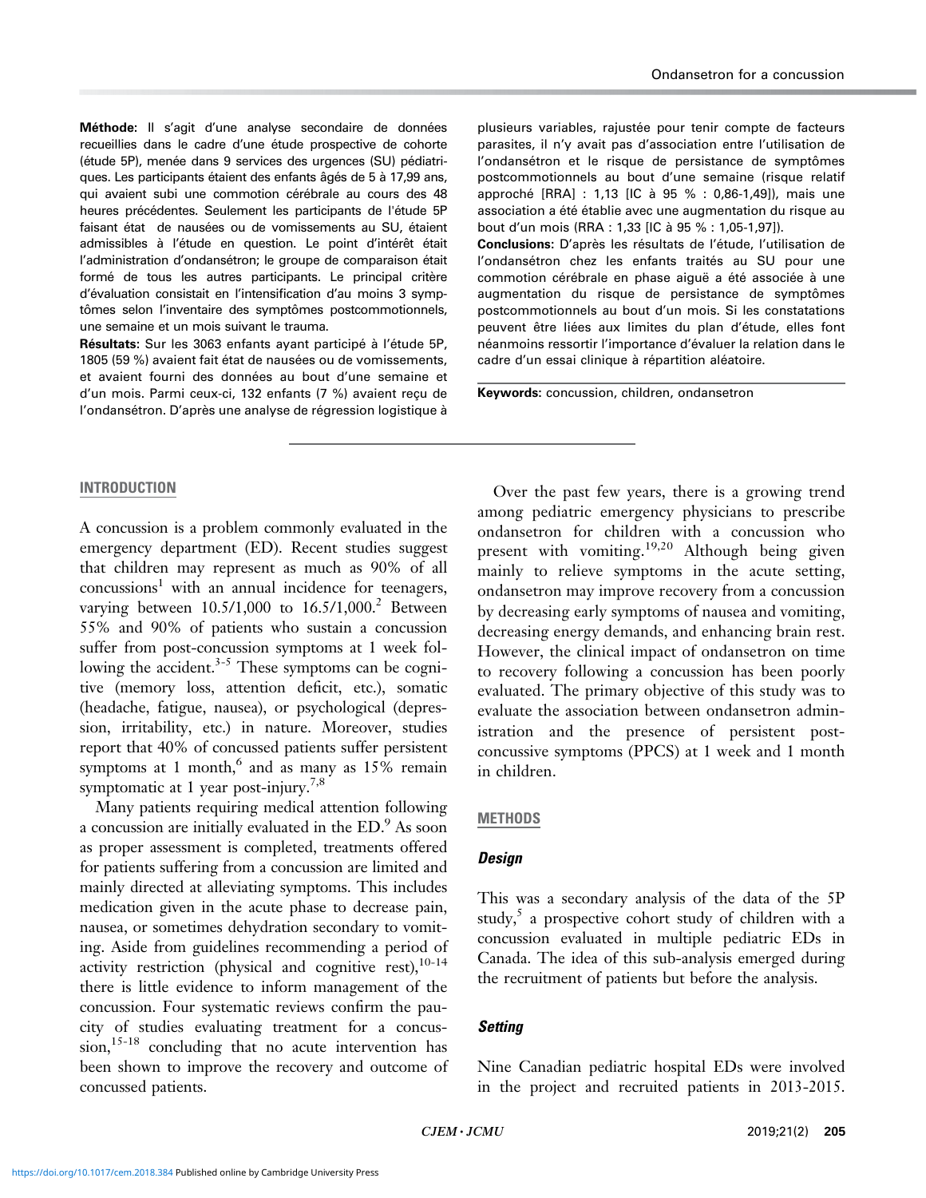**Méthode**: Il s'agit d'une analyse secondaire de données recueillies dans le cadre d'une étude prospective de cohorte (étude 5P), menée dans 9 services des urgences (SU) pédiatriques. Les participants étaient des enfants âgés de 5 à 17,99 ans, qui avaient subi une commotion cérébrale au cours des 48 heures précédentes. Seulement les participants de l'étude 5P faisant état de nausées ou de vomissements au SU, étaient admissibles à l'étude en question. Le point d'intérêt était l'administration d'ondansétron; le groupe de comparaison était formé de tous les autres participants. Le principal critère d'évaluation consistait en l'intensification d'au moins 3 symptômes selon l'inventaire des symptômes postcommotionnels, une semaine et un mois suivant le trauma.

**Résultats**: Sur les 3063 enfants ayant participé à l'étude 5P, 1805 (59 %) avaient fait état de nausées ou de vomissements, et avaient fourni des données au bout d'une semaine et d'un mois. Parmi ceux-ci, 132 enfants (7 %) avaient reçu de l'ondansétron. D'après une analyse de régression logistique à plusieurs variables, rajustée pour tenir compte de facteurs parasites, il n'y avait pas d'association entre l'utilisation de l'ondansétron et le risque de persistance de symptômes postcommotionnels au bout d'une semaine (risque relatif approché [RRA] : 1,13 [IC à 95 % : 0,86-1,49]), mais une association a été établie avec une augmentation du risque au bout d'un mois (RRA : 1,33 [IC à 95 % : 1,05-1,97]).

**Conclusions**: D'après les résultats de l'étude, l'utilisation de l'ondansétron chez les enfants traités au SU pour une commotion cérébrale en phase aiguë a été associée à une augmentation du risque de persistance de symptômes postcommotionnels au bout d'un mois. Si les constatations peuvent être liées aux limites du plan d'étude, elles font néanmoins ressortir l'importance d'évaluer la relation dans le cadre d'un essai clinique à répartition aléatoire.

**Keywords:** concussion, children, ondansetron

## INTRODUCTION

A concussion is a problem commonly evaluated in the emergency department (ED). Recent studies suggest that children may represent as much as 90% of all concussions[1] with an annual incidence for teenagers, varying between 10.5/1,000 to 16.5/1,000.[2] Between 55% and 90% of patients who sustain a concussion suffer from post-concussion symptoms at 1 week following the accident.[3-5] These symptoms can be cognitive (memory loss, attention deficit, etc.), somatic (headache, fatigue, nausea), or psychological (depression, irritability, etc.) in nature. Moreover, studies report that 40% of concussed patients suffer persistent symptoms at 1 month,[6] and as many as 15% remain symptomatic at 1 year post-injury.[7,8]

Many patients requiring medical attention following a concussion are initially evaluated in the ED.[9] As soon as proper assessment is completed, treatments offered for patients suffering from a concussion are limited and mainly directed at alleviating symptoms. This includes medication given in the acute phase to decrease pain, nausea, or sometimes dehydration secondary to vomiting. Aside from guidelines recommending a period of activity restriction (physical and cognitive rest),[10-14] there is little evidence to inform management of the concussion. Four systematic reviews confirm the paucity of studies evaluating treatment for a concussion,[15-18] concluding that no acute intervention has been shown to improve the recovery and outcome of concussed patients.

Over the past few years, there is a growing trend among pediatric emergency physicians to prescribe ondansetron for children with a concussion who present with vomiting.[19,20] Although being given mainly to relieve symptoms in the acute setting, ondansetron may improve recovery from a concussion by decreasing early symptoms of nausea and vomiting, decreasing energy demands, and enhancing brain rest. However, the clinical impact of ondansetron on time to recovery following a concussion has been poorly evaluated. The primary objective of this study was to evaluate the association between ondansetron administration and the presence of persistent post-concussive symptoms (PPCS) at 1 week and 1 month in children.

## METHODS

### Design

This was a secondary analysis of the data of the 5P study,[5] a prospective cohort study of children with a concussion evaluated in multiple pediatric EDs in Canada. The idea of this sub-analysis emerged during the recruitment of patients but before the analysis.

### Setting

Nine Canadian pediatric hospital EDs were involved in the project and recruited patients in 2013-2015.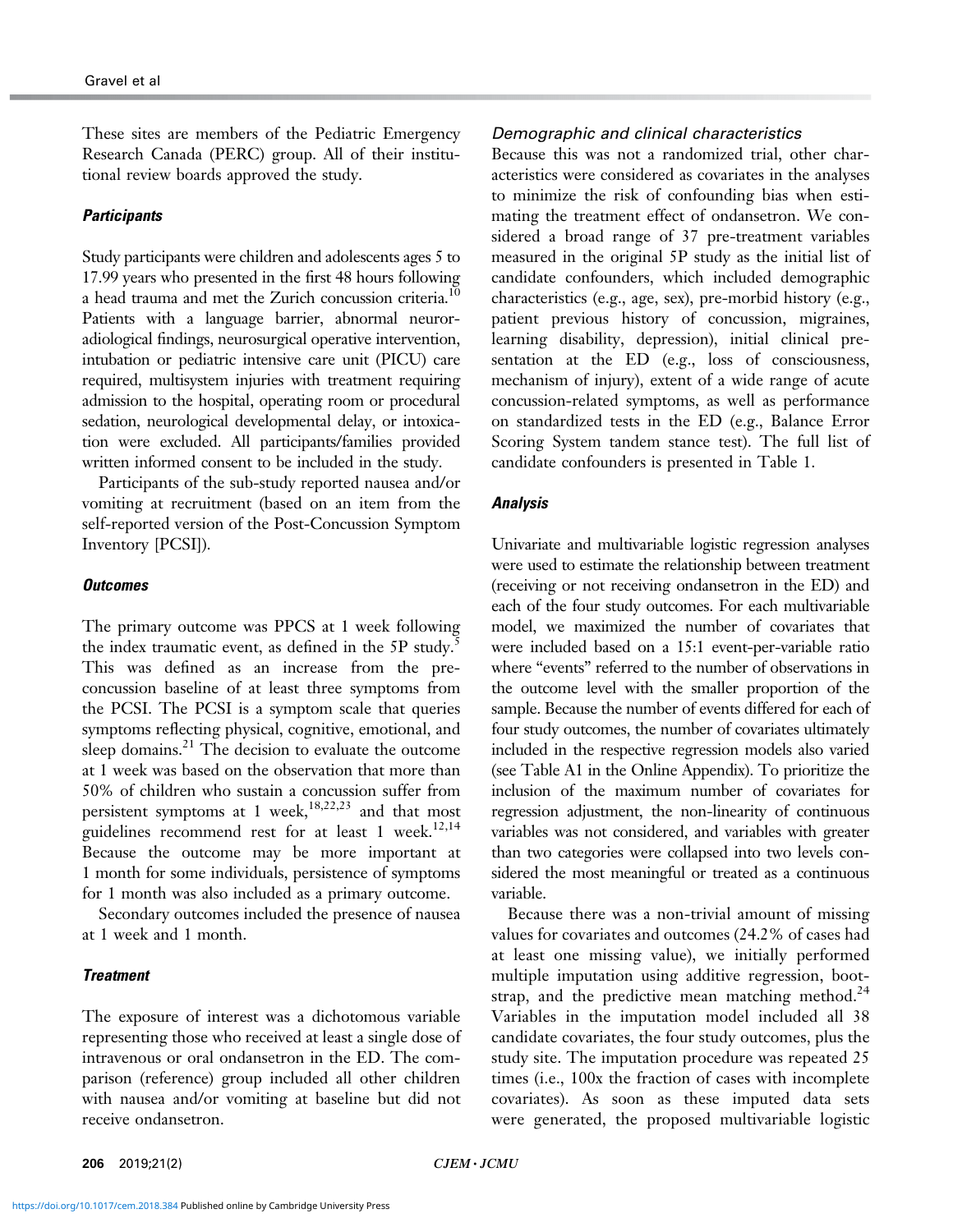These sites are members of the Pediatric Emergency Research Canada (PERC) group. All of their institutional review boards approved the study.

### *Participants*

Study participants were children and adolescents ages 5 to 17.99 years who presented in the first 48 hours following a head trauma and met the Zurich concussion criteria.[10] Patients with a language barrier, abnormal neuroradiological findings, neurosurgical operative intervention, intubation or pediatric intensive care unit (PICU) care required, multisystem injuries with treatment requiring admission to the hospital, operating room or procedural sedation, neurological developmental delay, or intoxication were excluded. All participants/families provided written informed consent to be included in the study.

Participants of the sub-study reported nausea and/or vomiting at recruitment (based on an item from the self-reported version of the Post-Concussion Symptom Inventory [PCSI]).

### *Outcomes*

The primary outcome was PPCS at 1 week following the index traumatic event, as defined in the 5P study.[5] This was defined as an increase from the pre-concussion baseline of at least three symptoms from the PCSI. The PCSI is a symptom scale that queries symptoms reflecting physical, cognitive, emotional, and sleep domains.[21] The decision to evaluate the outcome at 1 week was based on the observation that more than 50% of children who sustain a concussion suffer from persistent symptoms at 1 week,[18,22,23] and that most guidelines recommend rest for at least 1 week.[12,14] Because the outcome may be more important at 1 month for some individuals, persistence of symptoms for 1 month was also included as a primary outcome.

Secondary outcomes included the presence of nausea at 1 week and 1 month.

### *Treatment*

The exposure of interest was a dichotomous variable representing those who received at least a single dose of intravenous or oral ondansetron in the ED. The comparison (reference) group included all other children with nausea and/or vomiting at baseline but did not receive ondansetron.

### *Demographic and clinical characteristics*

Because this was not a randomized trial, other characteristics were considered as covariates in the analyses to minimize the risk of confounding bias when estimating the treatment effect of ondansetron. We considered a broad range of 37 pre-treatment variables measured in the original 5P study as the initial list of candidate confounders, which included demographic characteristics (e.g., age, sex), pre-morbid history (e.g., patient previous history of concussion, migraines, learning disability, depression), initial clinical presentation at the ED (e.g., loss of consciousness, mechanism of injury), extent of a wide range of acute concussion-related symptoms, as well as performance on standardized tests in the ED (e.g., Balance Error Scoring System tandem stance test). The full list of candidate confounders is presented in Table 1.

### *Analysis*

Univariate and multivariable logistic regression analyses were used to estimate the relationship between treatment (receiving or not receiving ondansetron in the ED) and each of the four study outcomes. For each multivariable model, we maximized the number of covariates that were included based on a 15:1 event-per-variable ratio where "events" referred to the number of observations in the outcome level with the smaller proportion of the sample. Because the number of events differed for each of four study outcomes, the number of covariates ultimately included in the respective regression models also varied (see Table A1 in the Online Appendix). To prioritize the inclusion of the maximum number of covariates for regression adjustment, the non-linearity of continuous variables was not considered, and variables with greater than two categories were collapsed into two levels considered the most meaningful or treated as a continuous variable.

Because there was a non-trivial amount of missing values for covariates and outcomes (24.2% of cases had at least one missing value), we initially performed multiple imputation using additive regression, bootstrap, and the predictive mean matching method.[24] Variables in the imputation model included all 38 candidate covariates, the four study outcomes, plus the study site. The imputation procedure was repeated 25 times (i.e., 100x the fraction of cases with incomplete covariates). As soon as these imputed data sets were generated, the proposed multivariable logistic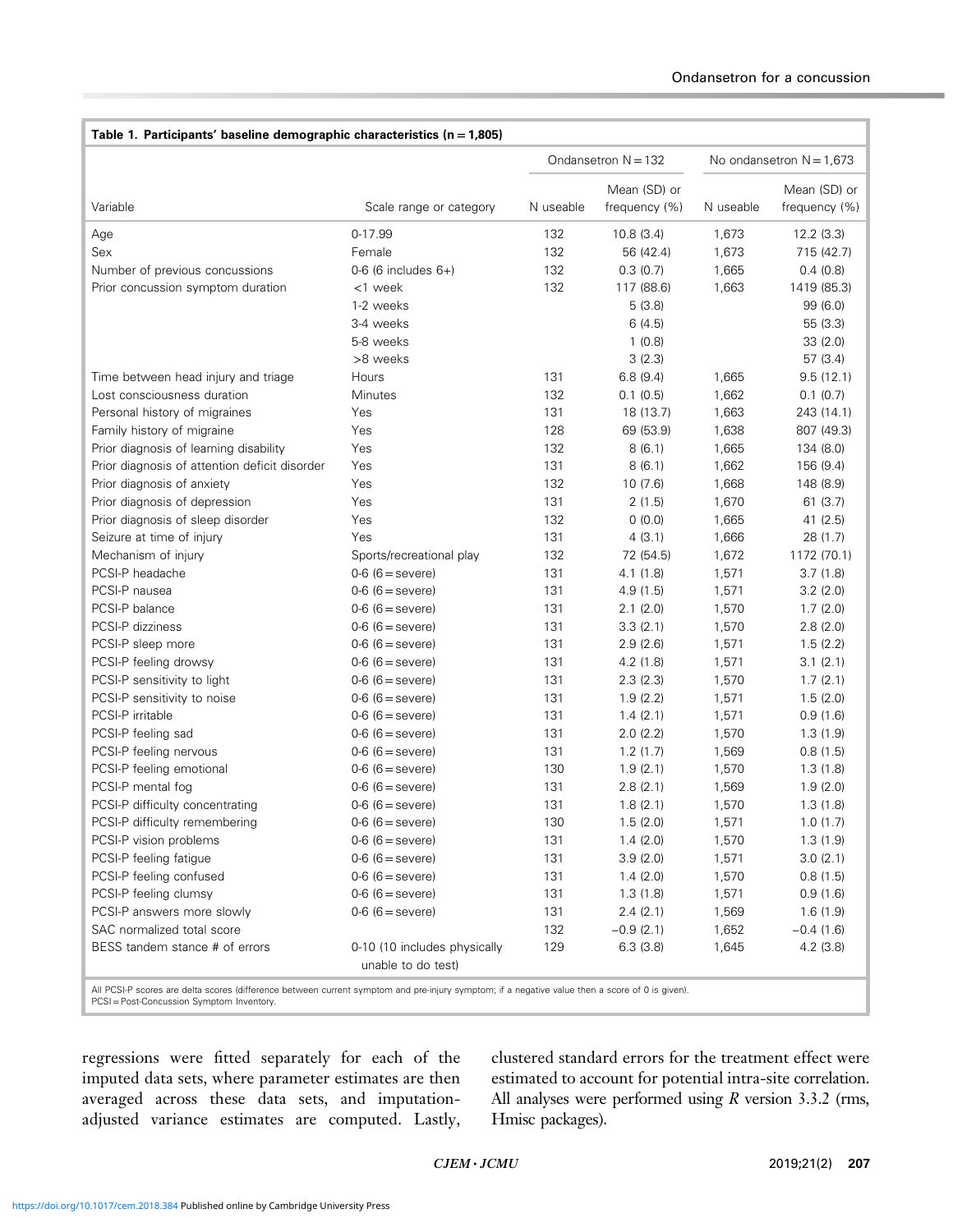**Table 1. Participants' baseline demographic characteristics (n = 1,805)**

| Variable | Scale range or category | Ondansetron N = 132 | | No ondansetron N = 1,673 | |
|---|---|---|---|---|---|
| | | N useable | Mean (SD) or frequency (%) | N useable | Mean (SD) or frequency (%) |
| Age | 0-17.99 | 132 | 10.8 (3.4) | 1,673 | 12.2 (3.3) |
| Sex | Female | 132 | 56 (42.4) | 1,673 | 715 (42.7) |
| Number of previous concussions | 0-6 (6 includes 6+) | 132 | 0.3 (0.7) | 1,665 | 0.4 (0.8) |
| Prior concussion symptom duration | <1 week | 132 | 117 (88.6) | 1,663 | 1419 (85.3) |
| | 1-2 weeks | | 5 (3.8) | | 99 (6.0) |
| | 3-4 weeks | | 6 (4.5) | | 55 (3.3) |
| | 5-8 weeks | | 1 (0.8) | | 33 (2.0) |
| | >8 weeks | | 3 (2.3) | | 57 (3.4) |
| Time between head injury and triage | Hours | 131 | 6.8 (9.4) | 1,665 | 9.5 (12.1) |
| Lost consciousness duration | Minutes | 132 | 0.1 (0.5) | 1,662 | 0.1 (0.7) |
| Personal history of migraines | Yes | 131 | 18 (13.7) | 1,663 | 243 (14.1) |
| Family history of migraine | Yes | 128 | 69 (53.9) | 1,638 | 807 (49.3) |
| Prior diagnosis of learning disability | Yes | 132 | 8 (6.1) | 1,665 | 134 (8.0) |
| Prior diagnosis of attention deficit disorder | Yes | 131 | 8 (6.1) | 1,662 | 156 (9.4) |
| Prior diagnosis of anxiety | Yes | 132 | 10 (7.6) | 1,668 | 148 (8.9) |
| Prior diagnosis of depression | Yes | 131 | 2 (1.5) | 1,670 | 61 (3.7) |
| Prior diagnosis of sleep disorder | Yes | 132 | 0 (0.0) | 1,665 | 41 (2.5) |
| Seizure at time of injury | Yes | 131 | 4 (3.1) | 1,666 | 28 (1.7) |
| Mechanism of injury | Sports/recreational play | 132 | 72 (54.5) | 1,672 | 1172 (70.1) |
| PCSI-P headache | 0-6 (6 = severe) | 131 | 4.1 (1.8) | 1,571 | 3.7 (1.8) |
| PCSI-P nausea | 0-6 (6 = severe) | 131 | 4.9 (1.5) | 1,571 | 3.2 (2.0) |
| PCSI-P balance | 0-6 (6 = severe) | 131 | 2.1 (2.0) | 1,570 | 1.7 (2.0) |
| PCSI-P dizziness | 0-6 (6 = severe) | 131 | 3.3 (2.1) | 1,570 | 2.8 (2.0) |
| PCSI-P sleep more | 0-6 (6 = severe) | 131 | 2.9 (2.6) | 1,571 | 1.5 (2.2) |
| PCSI-P feeling drowsy | 0-6 (6 = severe) | 131 | 4.2 (1.8) | 1,571 | 3.1 (2.1) |
| PCSI-P sensitivity to light | 0-6 (6 = severe) | 131 | 2.3 (2.3) | 1,570 | 1.7 (2.1) |
| PCSI-P sensitivity to noise | 0-6 (6 = severe) | 131 | 1.9 (2.2) | 1,571 | 1.5 (2.0) |
| PCSI-P irritable | 0-6 (6 = severe) | 131 | 1.4 (2.1) | 1,571 | 0.9 (1.6) |
| PCSI-P feeling sad | 0-6 (6 = severe) | 131 | 2.0 (2.2) | 1,570 | 1.3 (1.9) |
| PCSI-P feeling nervous | 0-6 (6 = severe) | 131 | 1.2 (1.7) | 1,569 | 0.8 (1.5) |
| PCSI-P feeling emotional | 0-6 (6 = severe) | 130 | 1.9 (2.1) | 1,570 | 1.3 (1.8) |
| PCSI-P mental fog | 0-6 (6 = severe) | 131 | 2.8 (2.1) | 1,569 | 1.9 (2.0) |
| PCSI-P difficulty concentrating | 0-6 (6 = severe) | 131 | 1.8 (2.1) | 1,570 | 1.3 (1.8) |
| PCSI-P difficulty remembering | 0-6 (6 = severe) | 130 | 1.5 (2.0) | 1,571 | 1.0 (1.7) |
| PCSI-P vision problems | 0-6 (6 = severe) | 131 | 1.4 (2.0) | 1,570 | 1.3 (1.9) |
| PCSI-P feeling fatigue | 0-6 (6 = severe) | 131 | 3.9 (2.0) | 1,571 | 3.0 (2.1) |
| PCSI-P feeling confused | 0-6 (6 = severe) | 131 | 1.4 (2.0) | 1,570 | 0.8 (1.5) |
| PCSI-P feeling clumsy | 0-6 (6 = severe) | 131 | 1.3 (1.8) | 1,571 | 0.9 (1.6) |
| PCSI-P answers more slowly | 0-6 (6 = severe) | 131 | 2.4 (2.1) | 1,569 | 1.6 (1.9) |
| SAC normalized total score | | 132 | −0.9 (2.1) | 1,652 | −0.4 (1.6) |
| BESS tandem stance # of errors | 0-10 (10 includes physically unable to do test) | 129 | 6.3 (3.8) | 1,645 | 4.2 (3.8) |

All PCSI-P scores are delta scores (difference between current symptom and pre-injury symptom; if a negative value then a score of 0 is given).
PCSI = Post-Concussion Symptom Inventory.

regressions were fitted separately for each of the imputed data sets, where parameter estimates are then averaged across these data sets, and imputation-adjusted variance estimates are computed. Lastly, clustered standard errors for the treatment effect were estimated to account for potential intra-site correlation. All analyses were performed using *R* version 3.3.2 (rms, Hmisc packages).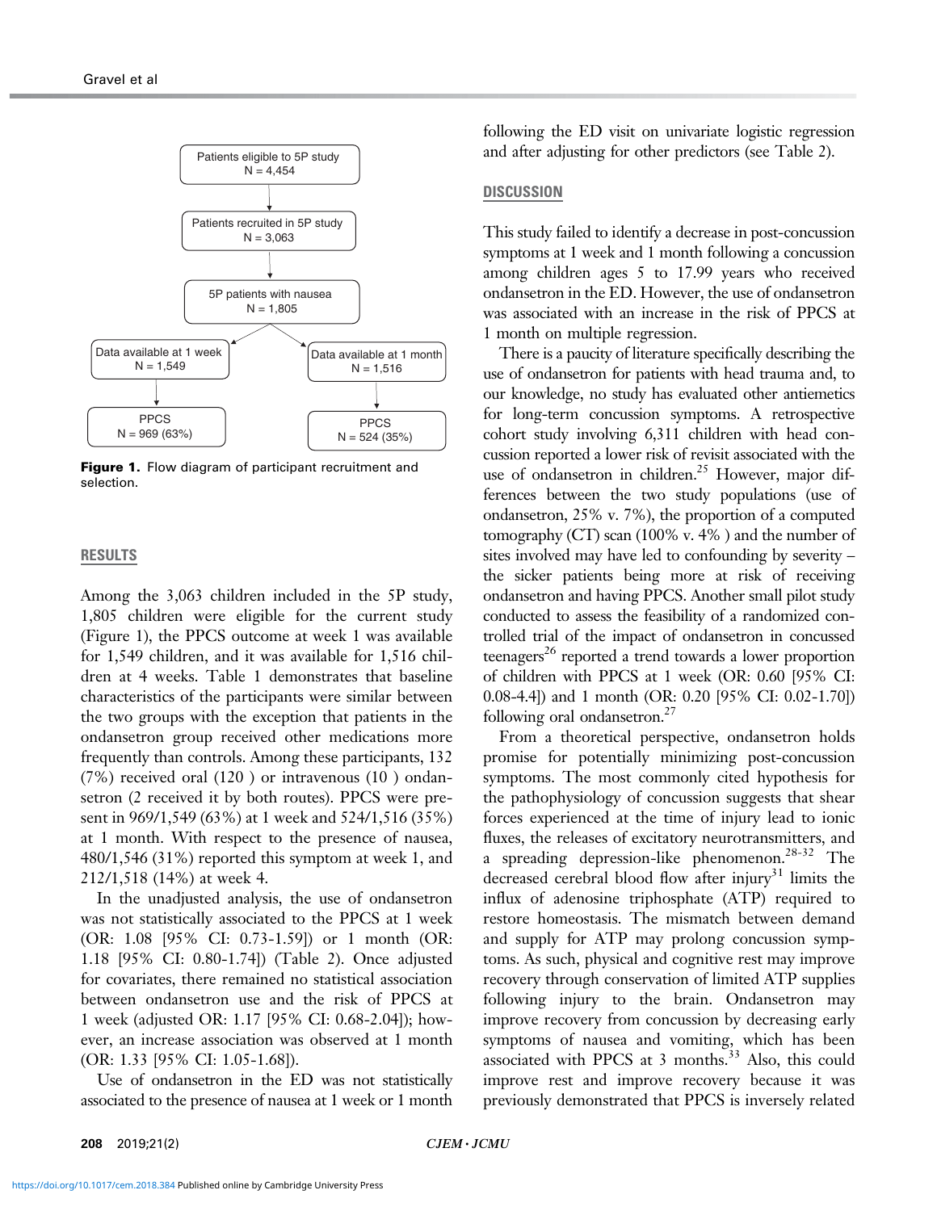Patients eligible to 5P study
N = 4,454

Patients recruited in 5P study
N = 3,063

5P patients with nausea
N = 1,805

Data available at 1 week
N = 1,549

Data available at 1 month
N = 1,516

PPCS
N = 969 (63%)

PPCS
N = 524 (35%)

**Figure 1.** Flow diagram of participant recruitment and selection.

## RESULTS

Among the 3,063 children included in the 5P study, 1,805 children were eligible for the current study (Figure 1), the PPCS outcome at week 1 was available for 1,549 children, and it was available for 1,516 children at 4 weeks. Table 1 demonstrates that baseline characteristics of the participants were similar between the two groups with the exception that patients in the ondansetron group received other medications more frequently than controls. Among these participants, 132 (7%) received oral (120 ) or intravenous (10 ) ondansetron (2 received it by both routes). PPCS were present in 969/1,549 (63%) at 1 week and 524/1,516 (35%) at 1 month. With respect to the presence of nausea, 480/1,546 (31%) reported this symptom at week 1, and 212/1,518 (14%) at week 4.

In the unadjusted analysis, the use of ondansetron was not statistically associated to the PPCS at 1 week (OR: 1.08 [95% CI: 0.73-1.59]) or 1 month (OR: 1.18 [95% CI: 0.80-1.74]) (Table 2). Once adjusted for covariates, there remained no statistical association between ondansetron use and the risk of PPCS at 1 week (adjusted OR: 1.17 [95% CI: 0.68-2.04]); however, an increase association was observed at 1 month (OR: 1.33 [95% CI: 1.05-1.68]).

Use of ondansetron in the ED was not statistically associated to the presence of nausea at 1 week or 1 month following the ED visit on univariate logistic regression and after adjusting for other predictors (see Table 2).

## DISCUSSION

This study failed to identify a decrease in post-concussion symptoms at 1 week and 1 month following a concussion among children ages 5 to 17.99 years who received ondansetron in the ED. However, the use of ondansetron was associated with an increase in the risk of PPCS at 1 month on multiple regression.

There is a paucity of literature specifically describing the use of ondansetron for patients with head trauma and, to our knowledge, no study has evaluated other antiemetics for long-term concussion symptoms. A retrospective cohort study involving 6,311 children with head concussion reported a lower risk of revisit associated with the use of ondansetron in children.[25] However, major differences between the two study populations (use of ondansetron, 25% v. 7%), the proportion of a computed tomography (CT) scan (100% v. 4% ) and the number of sites involved may have led to confounding by severity – the sicker patients being more at risk of receiving ondansetron and having PPCS. Another small pilot study conducted to assess the feasibility of a randomized controlled trial of the impact of ondansetron in concussed teenagers[26] reported a trend towards a lower proportion of children with PPCS at 1 week (OR: 0.60 [95% CI: 0.08-4.4]) and 1 month (OR: 0.20 [95% CI: 0.02-1.70]) following oral ondansetron.[27]

From a theoretical perspective, ondansetron holds promise for potentially minimizing post-concussion symptoms. The most commonly cited hypothesis for the pathophysiology of concussion suggests that shear forces experienced at the time of injury lead to ionic fluxes, the releases of excitatory neurotransmitters, and a spreading depression-like phenomenon.[28-32] The decreased cerebral blood flow after injury[31] limits the influx of adenosine triphosphate (ATP) required to restore homeostasis. The mismatch between demand and supply for ATP may prolong concussion symptoms. As such, physical and cognitive rest may improve recovery through conservation of limited ATP supplies following injury to the brain. Ondansetron may improve recovery from concussion by decreasing early symptoms of nausea and vomiting, which has been associated with PPCS at 3 months.[33] Also, this could improve rest and improve recovery because it was previously demonstrated that PPCS is inversely related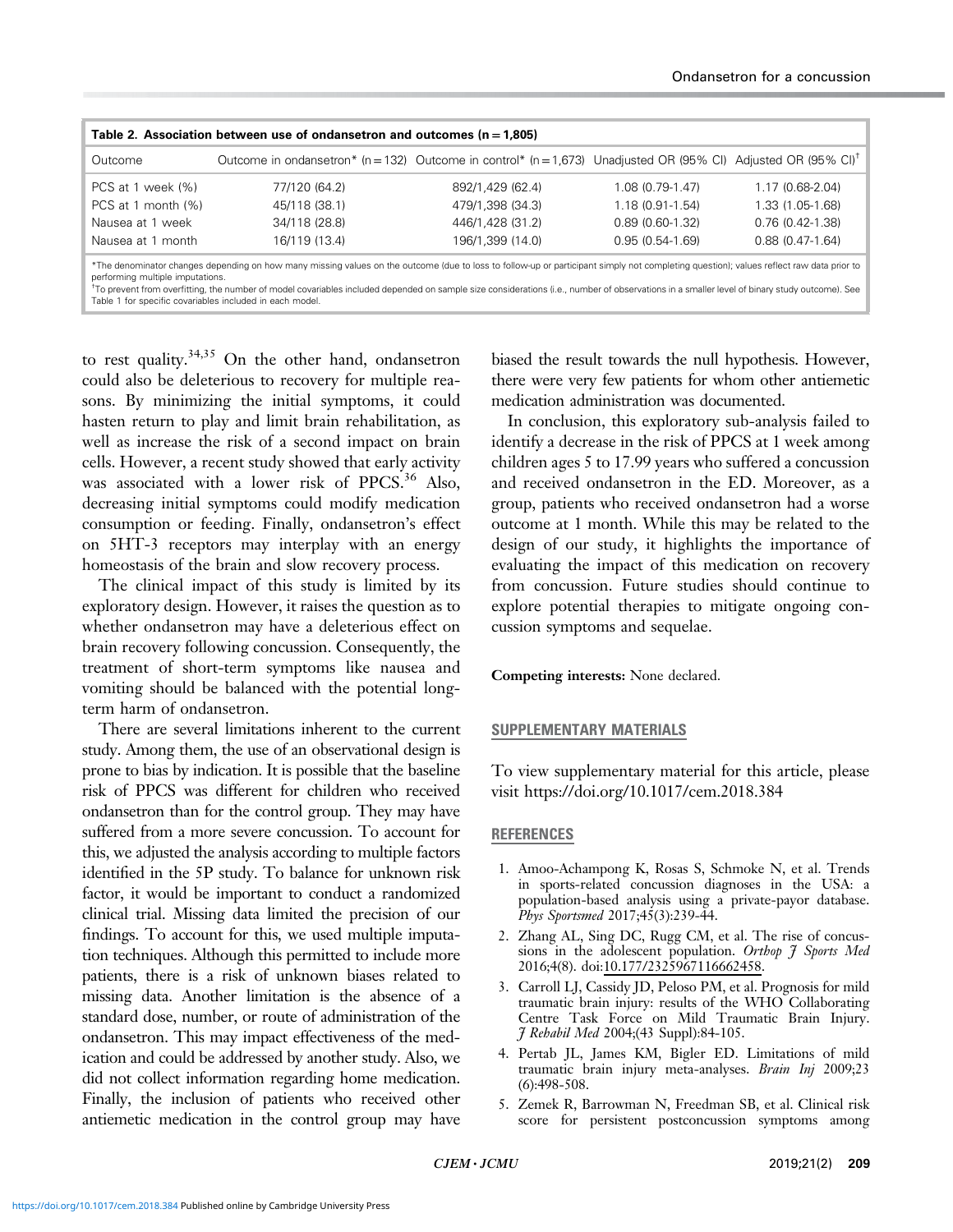**Table 2. Association between use of ondansetron and outcomes (n = 1,805)**

| Outcome | Outcome in ondansetron* (n = 132) | Outcome in control* (n = 1,673) | Unadjusted OR (95% CI) | Adjusted OR (95% CI)[†] |
|---|---|---|---|---|
| PCS at 1 week (%) | 77/120 (64.2) | 892/1,429 (62.4) | 1.08 (0.79-1.47) | 1.17 (0.68-2.04) |
| PCS at 1 month (%) | 45/118 (38.1) | 479/1,398 (34.3) | 1.18 (0.91-1.54) | 1.33 (1.05-1.68) |
| Nausea at 1 week | 34/118 (28.8) | 446/1,428 (31.2) | 0.89 (0.60-1.32) | 0.76 (0.42-1.38) |
| Nausea at 1 month | 16/119 (13.4) | 196/1,399 (14.0) | 0.95 (0.54-1.69) | 0.88 (0.47-1.64) |

*The denominator changes depending on how many missing values on the outcome (due to loss to follow-up or participant simply not completing question); values reflect raw data prior to performing multiple imputations.

[†]To prevent from overfitting, the number of model covariables included depended on sample size considerations (i.e., number of observations in a smaller level of binary study outcome). See Table 1 for specific covariables included in each model.

to rest quality.[34,35] On the other hand, ondansetron could also be deleterious to recovery for multiple reasons. By minimizing the initial symptoms, it could hasten return to play and limit brain rehabilitation, as well as increase the risk of a second impact on brain cells. However, a recent study showed that early activity was associated with a lower risk of PPCS.[36] Also, decreasing initial symptoms could modify medication consumption or feeding. Finally, ondansetron's effect on 5HT-3 receptors may interplay with an energy homeostasis of the brain and slow recovery process.

The clinical impact of this study is limited by its exploratory design. However, it raises the question as to whether ondansetron may have a deleterious effect on brain recovery following concussion. Consequently, the treatment of short-term symptoms like nausea and vomiting should be balanced with the potential long-term harm of ondansetron.

There are several limitations inherent to the current study. Among them, the use of an observational design is prone to bias by indication. It is possible that the baseline risk of PPCS was different for children who received ondansetron than for the control group. They may have suffered from a more severe concussion. To account for this, we adjusted the analysis according to multiple factors identified in the 5P study. To balance for unknown risk factor, it would be important to conduct a randomized clinical trial. Missing data limited the precision of our findings. To account for this, we used multiple imputation techniques. Although this permitted to include more patients, there is a risk of unknown biases related to missing data. Another limitation is the absence of a standard dose, number, or route of administration of the ondansetron. This may impact effectiveness of the medication and could be addressed by another study. Also, we did not collect information regarding home medication. Finally, the inclusion of patients who received other antiemetic medication in the control group may have biased the result towards the null hypothesis. However, there were very few patients for whom other antiemetic medication administration was documented.

In conclusion, this exploratory sub-analysis failed to identify a decrease in the risk of PPCS at 1 week among children ages 5 to 17.99 years who suffered a concussion and received ondansetron in the ED. Moreover, as a group, patients who received ondansetron had a worse outcome at 1 month. While this may be related to the design of our study, it highlights the importance of evaluating the impact of this medication on recovery from concussion. Future studies should continue to explore potential therapies to mitigate ongoing concussion symptoms and sequelae.

**Competing interests:** None declared.

## SUPPLEMENTARY MATERIALS

To view supplementary material for this article, please visit https://doi.org/10.1017/cem.2018.384

## REFERENCES

1. Amoo-Achampong K, Rosas S, Schmoke N, et al. Trends in sports-related concussion diagnoses in the USA: a population-based analysis using a private-payor database. *Phys Sportsmed* 2017;45(3):239-44.
2. Zhang AL, Sing DC, Rugg CM, et al. The rise of concussions in the adolescent population. *Orthop J Sports Med* 2016;4(8). doi:10.177/2325967116662458.
3. Carroll LJ, Cassidy JD, Peloso PM, et al. Prognosis for mild traumatic brain injury: results of the WHO Collaborating Centre Task Force on Mild Traumatic Brain Injury. *J Rehabil Med* 2004;(43 Suppl):84-105.
4. Pertab JL, James KM, Bigler ED. Limitations of mild traumatic brain injury meta-analyses. *Brain Inj* 2009;23 (6):498-508.
5. Zemek R, Barrowman N, Freedman SB, et al. Clinical risk score for persistent postconcussion symptoms among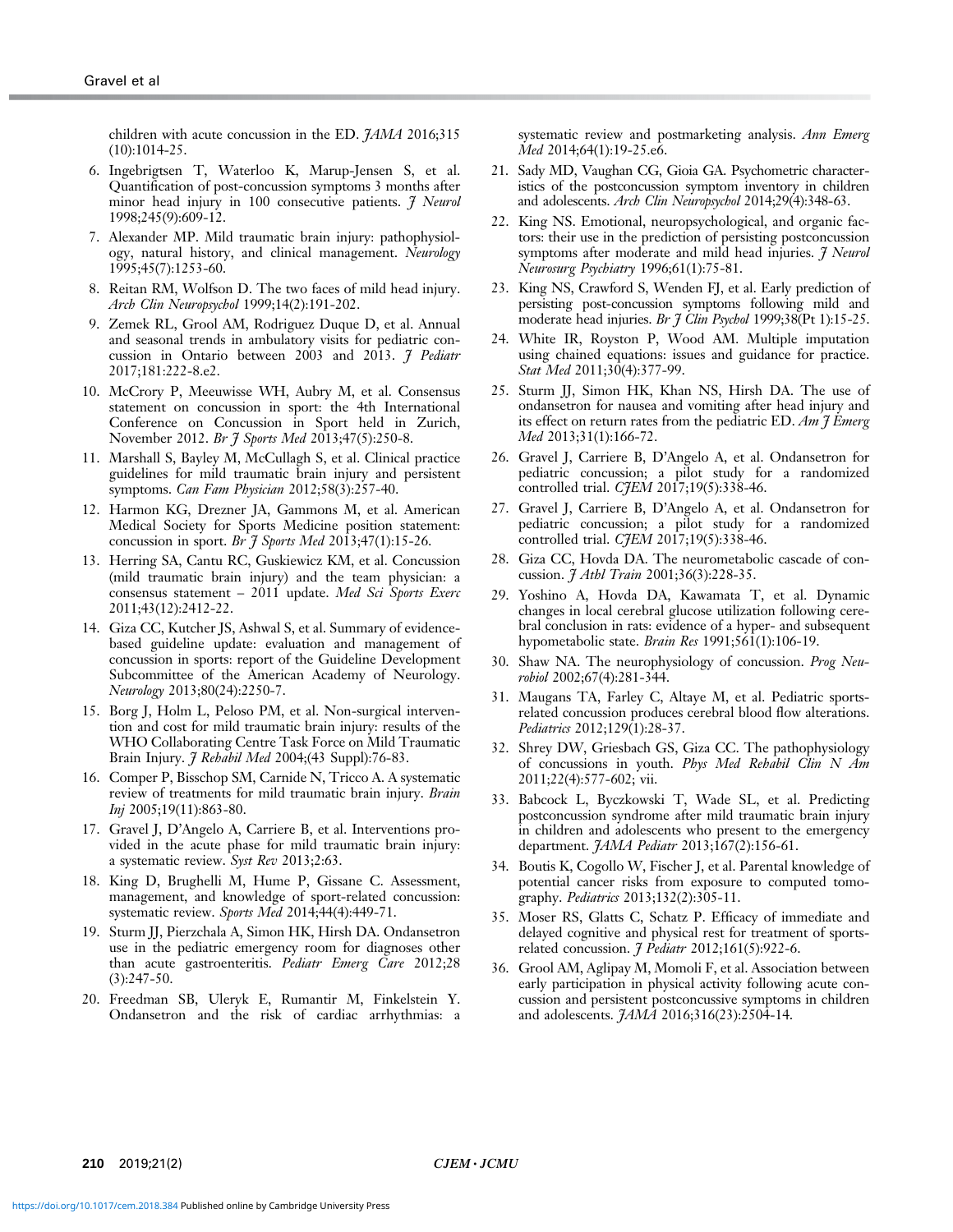children with acute concussion in the ED. *JAMA* 2016;315 (10):1014-25.

6. Ingebrigtsen T, Waterloo K, Marup-Jensen S, et al. Quantification of post-concussion symptoms 3 months after minor head injury in 100 consecutive patients. *J Neurol* 1998;245(9):609-12.
7. Alexander MP. Mild traumatic brain injury: pathophysiology, natural history, and clinical management. *Neurology* 1995;45(7):1253-60.
8. Reitan RM, Wolfson D. The two faces of mild head injury. *Arch Clin Neuropsychol* 1999;14(2):191-202.
9. Zemek RL, Grool AM, Rodriguez Duque D, et al. Annual and seasonal trends in ambulatory visits for pediatric concussion in Ontario between 2003 and 2013. *J Pediatr* 2017;181:222-8.e2.
10. McCrory P, Meeuwisse WH, Aubry M, et al. Consensus statement on concussion in sport: the 4th International Conference on Concussion in Sport held in Zurich, November 2012. *Br J Sports Med* 2013;47(5):250-8.
11. Marshall S, Bayley M, McCullagh S, et al. Clinical practice guidelines for mild traumatic brain injury and persistent symptoms. *Can Fam Physician* 2012;58(3):257-40.
12. Harmon KG, Drezner JA, Gammons M, et al. American Medical Society for Sports Medicine position statement: concussion in sport. *Br J Sports Med* 2013;47(1):15-26.
13. Herring SA, Cantu RC, Guskiewicz KM, et al. Concussion (mild traumatic brain injury) and the team physician: a consensus statement – 2011 update. *Med Sci Sports Exerc* 2011;43(12):2412-22.
14. Giza CC, Kutcher JS, Ashwal S, et al. Summary of evidence-based guideline update: evaluation and management of concussion in sports: report of the Guideline Development Subcommittee of the American Academy of Neurology. *Neurology* 2013;80(24):2250-7.
15. Borg J, Holm L, Peloso PM, et al. Non-surgical intervention and cost for mild traumatic brain injury: results of the WHO Collaborating Centre Task Force on Mild Traumatic Brain Injury. *J Rehabil Med* 2004;(43 Suppl):76-83.
16. Comper P, Bisschop SM, Carnide N, Tricco A. A systematic review of treatments for mild traumatic brain injury. *Brain Inj* 2005;19(11):863-80.
17. Gravel J, D'Angelo A, Carriere B, et al. Interventions provided in the acute phase for mild traumatic brain injury: a systematic review. *Syst Rev* 2013;2:63.
18. King D, Brughelli M, Hume P, Gissane C. Assessment, management, and knowledge of sport-related concussion: systematic review. *Sports Med* 2014;44(4):449-71.
19. Sturm JJ, Pierzchala A, Simon HK, Hirsh DA. Ondansetron use in the pediatric emergency room for diagnoses other than acute gastroenteritis. *Pediatr Emerg Care* 2012;28 (3):247-50.
20. Freedman SB, Uleryk E, Rumantir M, Finkelstein Y. Ondansetron and the risk of cardiac arrhythmias: a systematic review and postmarketing analysis. *Ann Emerg Med* 2014;64(1):19-25.e6.
21. Sady MD, Vaughan CG, Gioia GA. Psychometric characteristics of the postconcussion symptom inventory in children and adolescents. *Arch Clin Neuropsychol* 2014;29(4):348-63.
22. King NS. Emotional, neuropsychological, and organic factors: their use in the prediction of persisting postconcussion symptoms after moderate and mild head injuries. *J Neurol Neurosurg Psychiatry* 1996;61(1):75-81.
23. King NS, Crawford S, Wenden FJ, et al. Early prediction of persisting post-concussion symptoms following mild and moderate head injuries. *Br J Clin Psychol* 1999;38(Pt 1):15-25.
24. White IR, Royston P, Wood AM. Multiple imputation using chained equations: issues and guidance for practice. *Stat Med* 2011;30(4):377-99.
25. Sturm JJ, Simon HK, Khan NS, Hirsh DA. The use of ondansetron for nausea and vomiting after head injury and its effect on return rates from the pediatric ED. *Am J Emerg Med* 2013;31(1):166-72.
26. Gravel J, Carriere B, D'Angelo A, et al. Ondansetron for pediatric concussion; a pilot study for a randomized controlled trial. *CJEM* 2017;19(5):338-46.
27. Gravel J, Carriere B, D'Angelo A, et al. Ondansetron for pediatric concussion; a pilot study for a randomized controlled trial. *CJEM* 2017;19(5):338-46.
28. Giza CC, Hovda DA. The neurometabolic cascade of concussion. *J Athl Train* 2001;36(3):228-35.
29. Yoshino A, Hovda DA, Kawamata T, et al. Dynamic changes in local cerebral glucose utilization following cerebral conclusion in rats: evidence of a hyper- and subsequent hypometabolic state. *Brain Res* 1991;561(1):106-19.
30. Shaw NA. The neurophysiology of concussion. *Prog Neurobiol* 2002;67(4):281-344.
31. Maugans TA, Farley C, Altaye M, et al. Pediatric sports-related concussion produces cerebral blood flow alterations. *Pediatrics* 2012;129(1):28-37.
32. Shrey DW, Griesbach GS, Giza CC. The pathophysiology of concussions in youth. *Phys Med Rehabil Clin N Am* 2011;22(4):577-602; vii.
33. Babcock L, Byczkowski T, Wade SL, et al. Predicting postconcussion syndrome after mild traumatic brain injury in children and adolescents who present to the emergency department. *JAMA Pediatr* 2013;167(2):156-61.
34. Boutis K, Cogollo W, Fischer J, et al. Parental knowledge of potential cancer risks from exposure to computed tomography. *Pediatrics* 2013;132(2):305-11.
35. Moser RS, Glatts C, Schatz P. Efficacy of immediate and delayed cognitive and physical rest for treatment of sports-related concussion. *J Pediatr* 2012;161(5):922-6.
36. Grool AM, Aglipay M, Momoli F, et al. Association between early participation in physical activity following acute concussion and persistent postconcussive symptoms in children and adolescents. *JAMA* 2016;316(23):2504-14.

https://doi.org/10.1017/cem.2018.384 Published online by Cambridge University Press